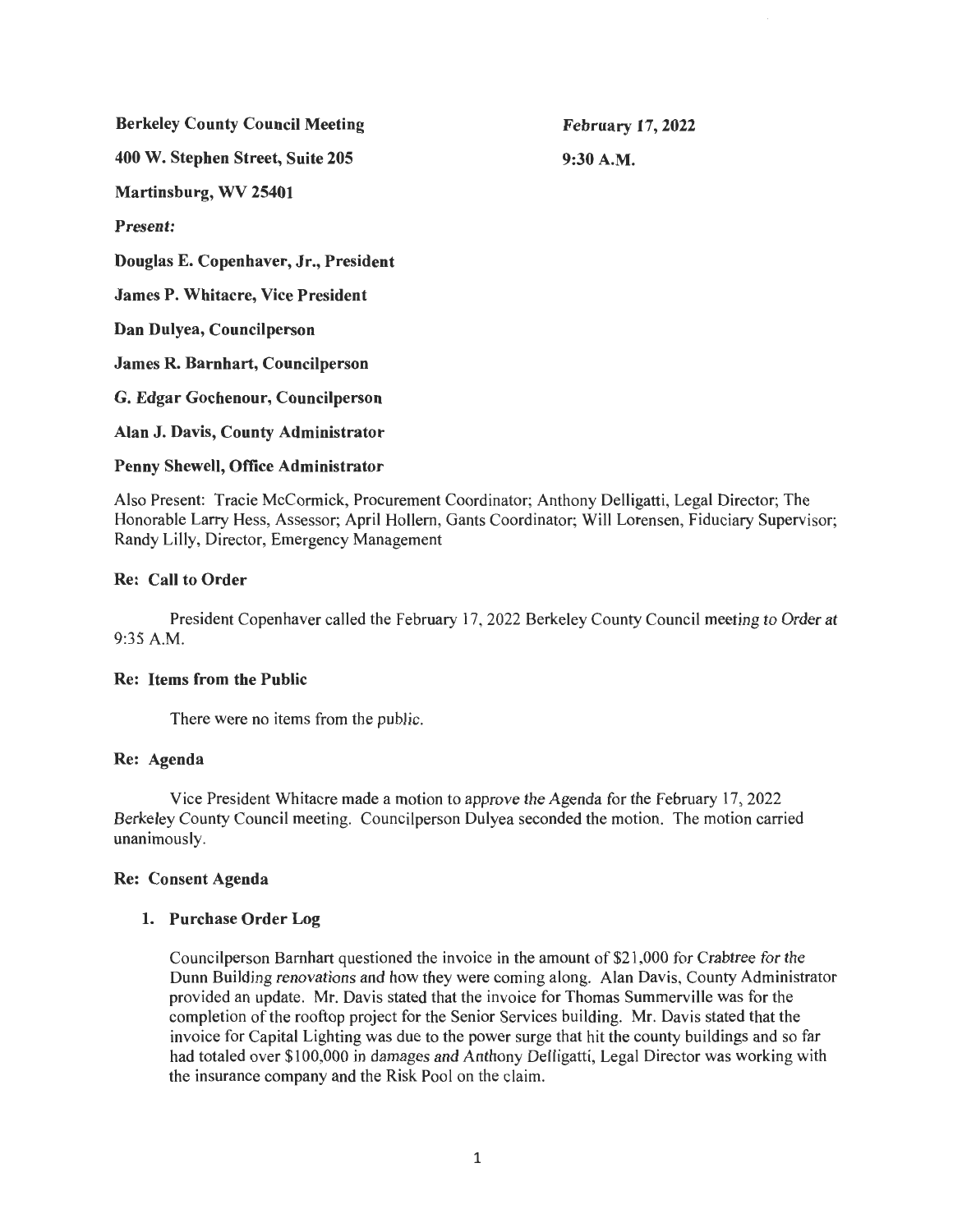**Berkeley County Council Meeting** **February 17, 2022**

**400 W. Stephen Street, Suite 205** **9:30 A.M.**

**Martinsburg, WV 25401**

***Present:***

**Douglas E. Copenhaver, Jr., President**

**James P. Whitacre, Vice President**

**Dan Dulyea, Councilperson**

**James R. Barnhart, Councilperson**

**G. Edgar Gochenour, Councilperson**

**Alan J. Davis, County Administrator**

**Penny Shewell, Office Administrator**

Also Present: Tracie McCormick, Procurement Coordinator; Anthony Delligatti, Legal Director; The Honorable Larry Hess, Assessor; April Hollern, Gants Coordinator; Will Lorensen, Fiduciary Supervisor; Randy Lilly, Director, Emergency Management

**Re: Call to Order**

President Copenhaver called the February 17, 2022 Berkeley County Council meeting to Order at 9:35 A.M.

**Re: Items from the Public**

There were no items from the public.

**Re: Agenda**

Vice President Whitacre made a motion to approve the Agenda for the February 17, 2022 Berkeley County Council meeting. Councilperson Dulyea seconded the motion. The motion carried unanimously.

**Re: Consent Agenda**

1. **Purchase Order Log**

   Councilperson Barnhart questioned the invoice in the amount of $21,000 for Crabtree for the Dunn Building renovations and how they were coming along. Alan Davis, County Administrator provided an update. Mr. Davis stated that the invoice for Thomas Summerville was for the completion of the rooftop project for the Senior Services building. Mr. Davis stated that the invoice for Capital Lighting was due to the power surge that hit the county buildings and so far had totaled over $100,000 in damages and Anthony Delligatti, Legal Director was working with the insurance company and the Risk Pool on the claim.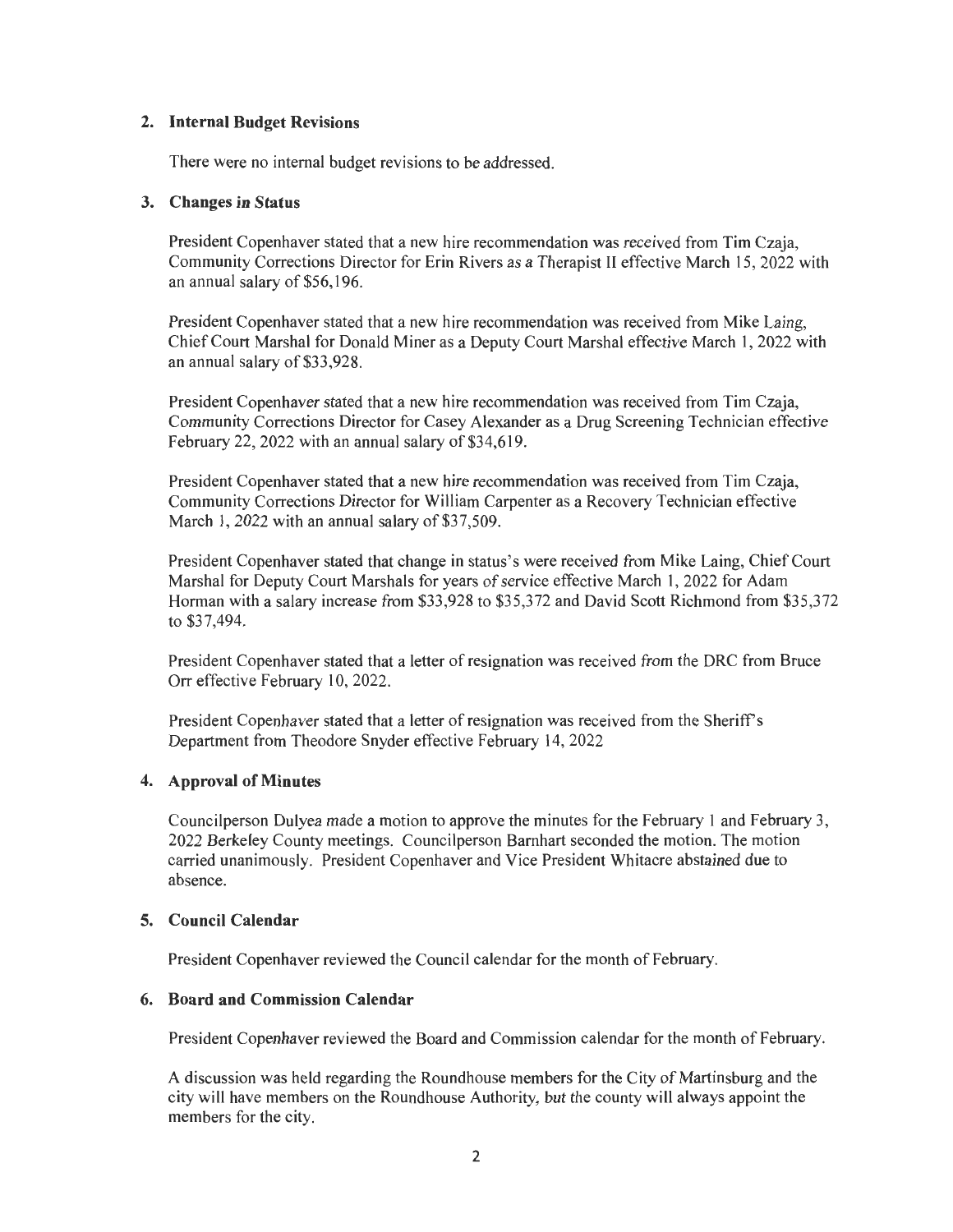## 2. Internal Budget Revisions

There were no internal budget revisions to be addressed.

## 3. Changes in Status

President Copenhaver stated that a new hire recommendation was received from Tim Czaja, Community Corrections Director for Erin Rivers as a Therapist II effective March 15, 2022 with an annual salary of $56,196.

President Copenhaver stated that a new hire recommendation was received from Mike Laing, Chief Court Marshal for Donald Miner as a Deputy Court Marshal effective March 1, 2022 with an annual salary of $33,928.

President Copenhaver stated that a new hire recommendation was received from Tim Czaja, Community Corrections Director for Casey Alexander as a Drug Screening Technician effective February 22, 2022 with an annual salary of $34,619.

President Copenhaver stated that a new hire recommendation was received from Tim Czaja, Community Corrections Director for William Carpenter as a Recovery Technician effective March 1, 2022 with an annual salary of $37,509.

President Copenhaver stated that change in status's were received from Mike Laing, Chief Court Marshal for Deputy Court Marshals for years of service effective March 1, 2022 for Adam Horman with a salary increase from $33,928 to $35,372 and David Scott Richmond from $35,372 to $37,494.

President Copenhaver stated that a letter of resignation was received from the DRC from Bruce Orr effective February 10, 2022.

President Copenhaver stated that a letter of resignation was received from the Sheriff's Department from Theodore Snyder effective February 14, 2022

## 4. Approval of Minutes

Councilperson Dulyea made a motion to approve the minutes for the February 1 and February 3, 2022 Berkeley County meetings. Councilperson Barnhart seconded the motion. The motion carried unanimously. President Copenhaver and Vice President Whitacre abstained due to absence.

## 5. Council Calendar

President Copenhaver reviewed the Council calendar for the month of February.

## 6. Board and Commission Calendar

President Copenhaver reviewed the Board and Commission calendar for the month of February.

A discussion was held regarding the Roundhouse members for the City of Martinsburg and the city will have members on the Roundhouse Authority, but the county will always appoint the members for the city.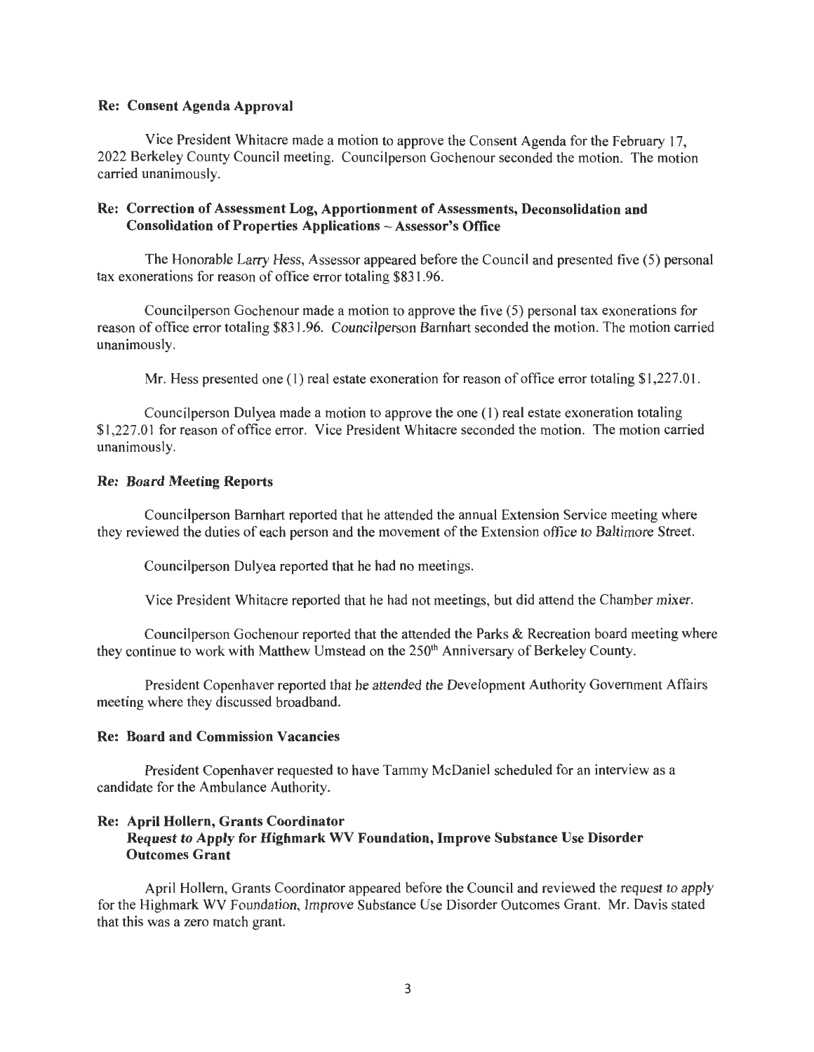**Re: Consent Agenda Approval**

Vice President Whitacre made a motion to approve the Consent Agenda for the February 17, 2022 Berkeley County Council meeting. Councilperson Gochenour seconded the motion. The motion carried unanimously.

**Re: Correction of Assessment Log, Apportionment of Assessments, Deconsolidation and Consolidation of Properties Applications – Assessor's Office**

The Honorable Larry Hess, Assessor appeared before the Council and presented five (5) personal tax exonerations for reason of office error totaling $831.96.

Councilperson Gochenour made a motion to approve the five (5) personal tax exonerations for reason of office error totaling $831.96. Councilperson Barnhart seconded the motion. The motion carried unanimously.

Mr. Hess presented one (1) real estate exoneration for reason of office error totaling $1,227.01.

Councilperson Dulyea made a motion to approve the one (1) real estate exoneration totaling $1,227.01 for reason of office error. Vice President Whitacre seconded the motion. The motion carried unanimously.

**Re: Board Meeting Reports**

Councilperson Barnhart reported that he attended the annual Extension Service meeting where they reviewed the duties of each person and the movement of the Extension office to Baltimore Street.

Councilperson Dulyea reported that he had no meetings.

Vice President Whitacre reported that he had not meetings, but did attend the Chamber mixer.

Councilperson Gochenour reported that the attended the Parks & Recreation board meeting where they continue to work with Matthew Umstead on the 250th Anniversary of Berkeley County.

President Copenhaver reported that he attended the Development Authority Government Affairs meeting where they discussed broadband.

**Re: Board and Commission Vacancies**

President Copenhaver requested to have Tammy McDaniel scheduled for an interview as a candidate for the Ambulance Authority.

**Re: April Hollern, Grants Coordinator**
**Request to Apply for Highmark WV Foundation, Improve Substance Use Disorder Outcomes Grant**

April Hollern, Grants Coordinator appeared before the Council and reviewed the request to apply for the Highmark WV Foundation, Improve Substance Use Disorder Outcomes Grant. Mr. Davis stated that this was a zero match grant.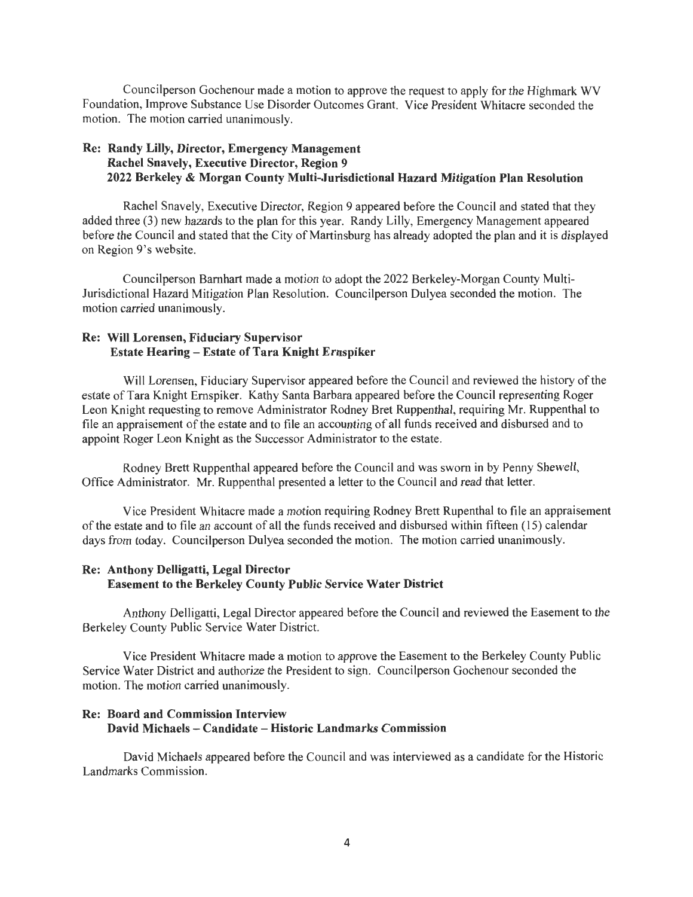Councilperson Gochenour made a motion to approve the request to apply for the Highmark WV Foundation, Improve Substance Use Disorder Outcomes Grant. Vice President Whitacre seconded the motion. The motion carried unanimously.

**Re: Randy Lilly, Director, Emergency Management**
**Rachel Snavely, Executive Director, Region 9**
**2022 Berkeley & Morgan County Multi-Jurisdictional Hazard Mitigation Plan Resolution**

Rachel Snavely, Executive Director, Region 9 appeared before the Council and stated that they added three (3) new hazards to the plan for this year. Randy Lilly, Emergency Management appeared before the Council and stated that the City of Martinsburg has already adopted the plan and it is displayed on Region 9's website.

Councilperson Barnhart made a motion to adopt the 2022 Berkeley-Morgan County Multi-Jurisdictional Hazard Mitigation Plan Resolution. Councilperson Dulyea seconded the motion. The motion carried unanimously.

**Re: Will Lorensen, Fiduciary Supervisor**
**Estate Hearing – Estate of Tara Knight Ernspiker**

Will Lorensen, Fiduciary Supervisor appeared before the Council and reviewed the history of the estate of Tara Knight Ernspiker. Kathy Santa Barbara appeared before the Council representing Roger Leon Knight requesting to remove Administrator Rodney Bret Ruppenthal, requiring Mr. Ruppenthal to file an appraisement of the estate and to file an accounting of all funds received and disbursed and to appoint Roger Leon Knight as the Successor Administrator to the estate.

Rodney Brett Ruppenthal appeared before the Council and was sworn in by Penny Shewell, Office Administrator. Mr. Ruppenthal presented a letter to the Council and read that letter.

Vice President Whitacre made a motion requiring Rodney Brett Rupenthal to file an appraisement of the estate and to file an account of all the funds received and disbursed within fifteen (15) calendar days from today. Councilperson Dulyea seconded the motion. The motion carried unanimously.

**Re: Anthony Delligatti, Legal Director**
**Easement to the Berkeley County Public Service Water District**

Anthony Delligatti, Legal Director appeared before the Council and reviewed the Easement to the Berkeley County Public Service Water District.

Vice President Whitacre made a motion to approve the Easement to the Berkeley County Public Service Water District and authorize the President to sign. Councilperson Gochenour seconded the motion. The motion carried unanimously.

**Re: Board and Commission Interview**
**David Michaels – Candidate – Historic Landmarks Commission**

David Michaels appeared before the Council and was interviewed as a candidate for the Historic Landmarks Commission.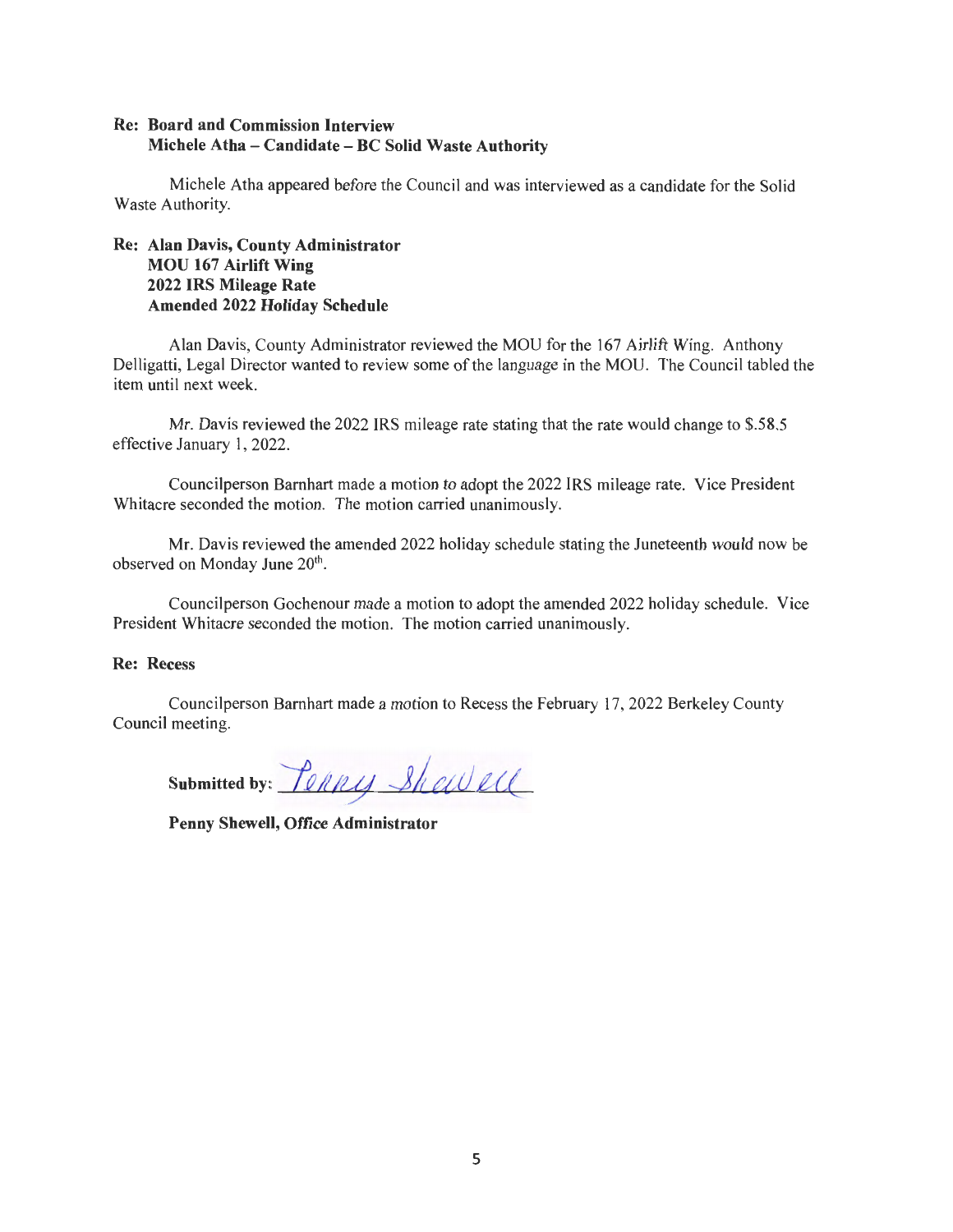**Re: Board and Commission Interview**
**Michele Atha – Candidate – BC Solid Waste Authority**

Michele Atha appeared before the Council and was interviewed as a candidate for the Solid Waste Authority.

**Re: Alan Davis, County Administrator**
**MOU 167 Airlift Wing**
**2022 IRS Mileage Rate**
**Amended 2022 Holiday Schedule**

Alan Davis, County Administrator reviewed the MOU for the 167 Airlift Wing. Anthony Delligatti, Legal Director wanted to review some of the language in the MOU. The Council tabled the item until next week.

Mr. Davis reviewed the 2022 IRS mileage rate stating that the rate would change to $.58.5 effective January 1, 2022.

Councilperson Barnhart made a motion to adopt the 2022 IRS mileage rate. Vice President Whitacre seconded the motion. The motion carried unanimously.

Mr. Davis reviewed the amended 2022 holiday schedule stating the Juneteenth would now be observed on Monday June 20th.

Councilperson Gochenour made a motion to adopt the amended 2022 holiday schedule. Vice President Whitacre seconded the motion. The motion carried unanimously.

**Re: Recess**

Councilperson Barnhart made a motion to Recess the February 17, 2022 Berkeley County Council meeting.

**Submitted by:** Penny Shewell

**Penny Shewell, Office Administrator**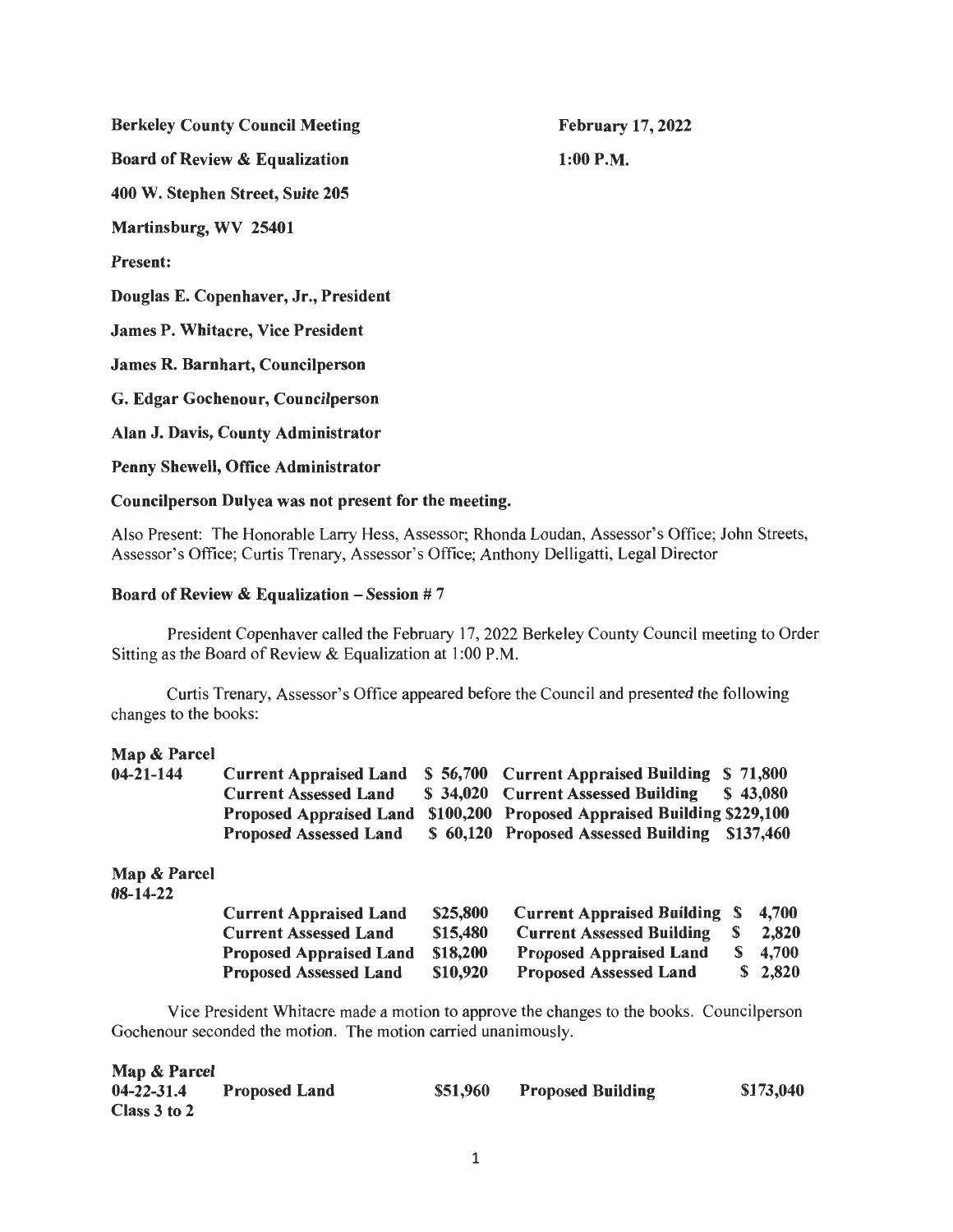**Berkeley County Council Meeting**

**Board of Review & Equalization**

**400 W. Stephen Street, Suite 205**

**Martinsburg, WV 25401**

**February 17, 2022**

**1:00 P.M.**

**Present:**

**Douglas E. Copenhaver, Jr., President**

**James P. Whitacre, Vice President**

**James R. Barnhart, Councilperson**

**G. Edgar Gochenour, Councilperson**

**Alan J. Davis, County Administrator**

**Penny Shewell, Office Administrator**

**Councilperson Dulyea was not present for the meeting.**

Also Present: The Honorable Larry Hess, Assessor; Rhonda Loudan, Assessor's Office; John Streets, Assessor's Office; Curtis Trenary, Assessor's Office; Anthony Delligatti, Legal Director

**Board of Review & Equalization – Session # 7**

President Copenhaver called the February 17, 2022 Berkeley County Council meeting to Order Sitting as the Board of Review & Equalization at 1:00 P.M.

Curtis Trenary, Assessor's Office appeared before the Council and presented the following changes to the books:

| **Map & Parcel** | | | | |
|---|---|---|---|---|
| **04-21-144** | **Current Appraised Land** | **$ 56,700** | **Current Appraised Building** | **$ 71,800** |
| | **Current Assessed Land** | **$ 34,020** | **Current Assessed Building** | **$ 43,080** |
| | **Proposed Appraised Land** | **$100,200** | **Proposed Appraised Building** | **$229,100** |
| | **Proposed Assessed Land** | **$ 60,120** | **Proposed Assessed Building** | **$137,460** |

| **Map & Parcel** | | | | |
|---|---|---|---|---|
| **08-14-22** | | | | |
| | **Current Appraised Land** | **$25,800** | **Current Appraised Building** | **$ 4,700** |
| | **Current Assessed Land** | **$15,480** | **Current Assessed Building** | **$ 2,820** |
| | **Proposed Appraised Land** | **$18,200** | **Proposed Appraised Land** | **$ 4,700** |
| | **Proposed Assessed Land** | **$10,920** | **Proposed Assessed Land** | **$ 2,820** |

Vice President Whitacre made a motion to approve the changes to the books. Councilperson Gochenour seconded the motion. The motion carried unanimously.

| **Map & Parcel** | | | | |
|---|---|---|---|---|
| **04-22-31.4** | **Proposed Land** | **$51,960** | **Proposed Building** | **$173,040** |
| **Class 3 to 2** | | | | |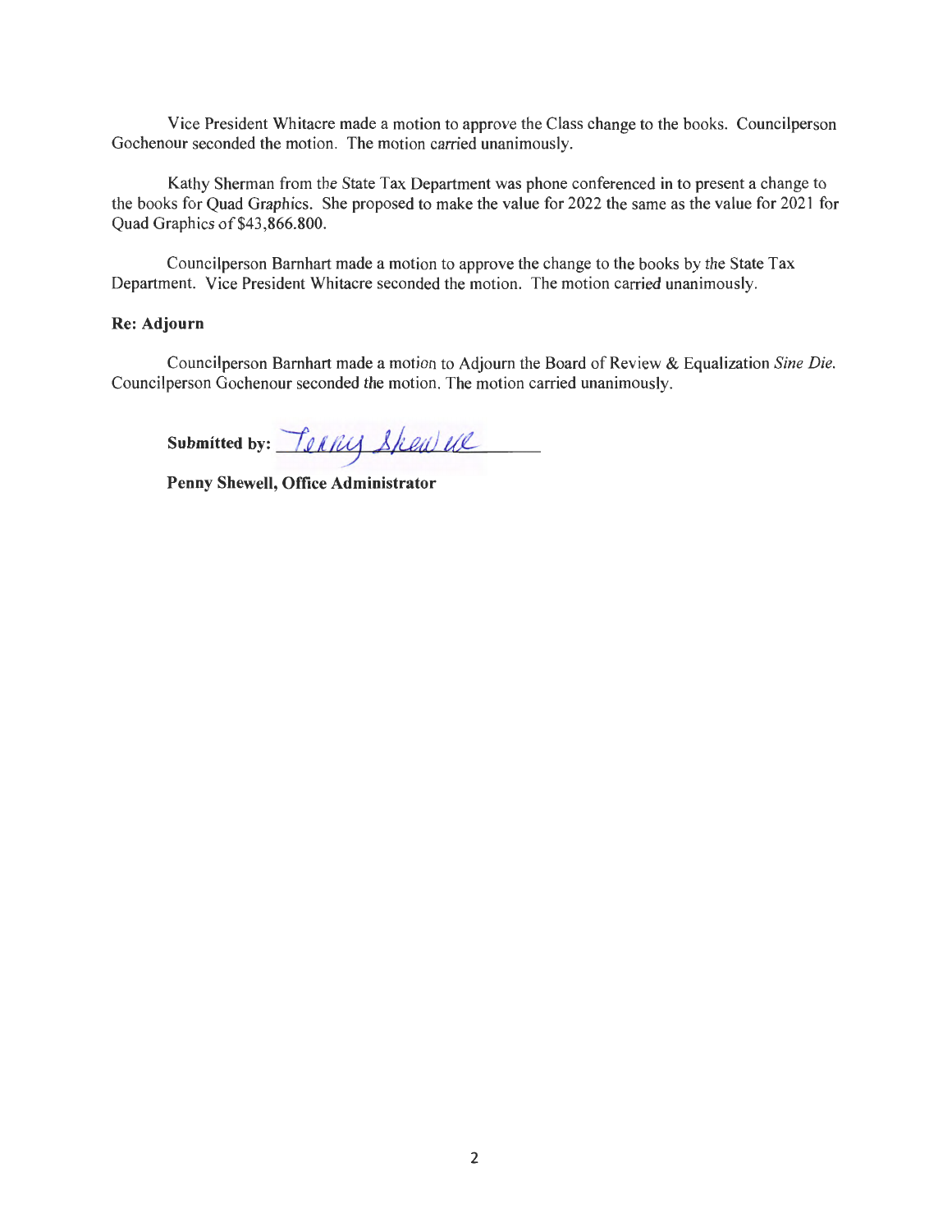Vice President Whitacre made a motion to approve the Class change to the books. Councilperson Gochenour seconded the motion. The motion carried unanimously.

Kathy Sherman from the State Tax Department was phone conferenced in to present a change to the books for Quad Graphics. She proposed to make the value for 2022 the same as the value for 2021 for Quad Graphics of $43,866.800.

Councilperson Barnhart made a motion to approve the change to the books by the State Tax Department. Vice President Whitacre seconded the motion. The motion carried unanimously.

**Re: Adjourn**

Councilperson Barnhart made a motion to Adjourn the Board of Review & Equalization *Sine Die.* Councilperson Gochenour seconded the motion. The motion carried unanimously.

**Submitted by:** Penny Shewell

**Penny Shewell, Office Administrator**